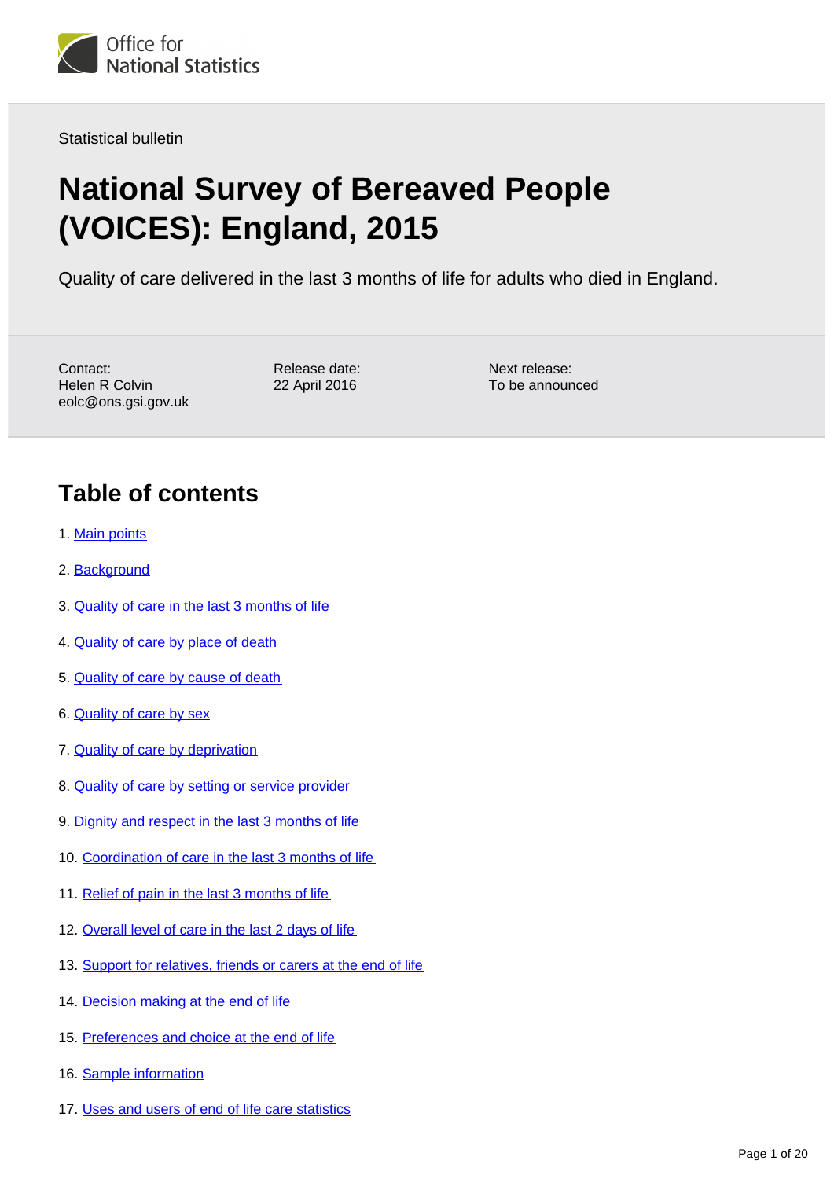Office for National Statistics

Statistical bulletin

# National Survey of Bereaved People (VOICES): England, 2015

Quality of care delivered in the last 3 months of life for adults who died in England.

Contact:
Helen R Colvin
eolc@ons.gsi.gov.uk

Release date:
22 April 2016

Next release:
To be announced

## Table of contents

1. Main points
2. Background
3. Quality of care in the last 3 months of life
4. Quality of care by place of death
5. Quality of care by cause of death
6. Quality of care by sex
7. Quality of care by deprivation
8. Quality of care by setting or service provider
9. Dignity and respect in the last 3 months of life
10. Coordination of care in the last 3 months of life
11. Relief of pain in the last 3 months of life
12. Overall level of care in the last 2 days of life
13. Support for relatives, friends or carers at the end of life
14. Decision making at the end of life
15. Preferences and choice at the end of life
16. Sample information
17. Uses and users of end of life care statistics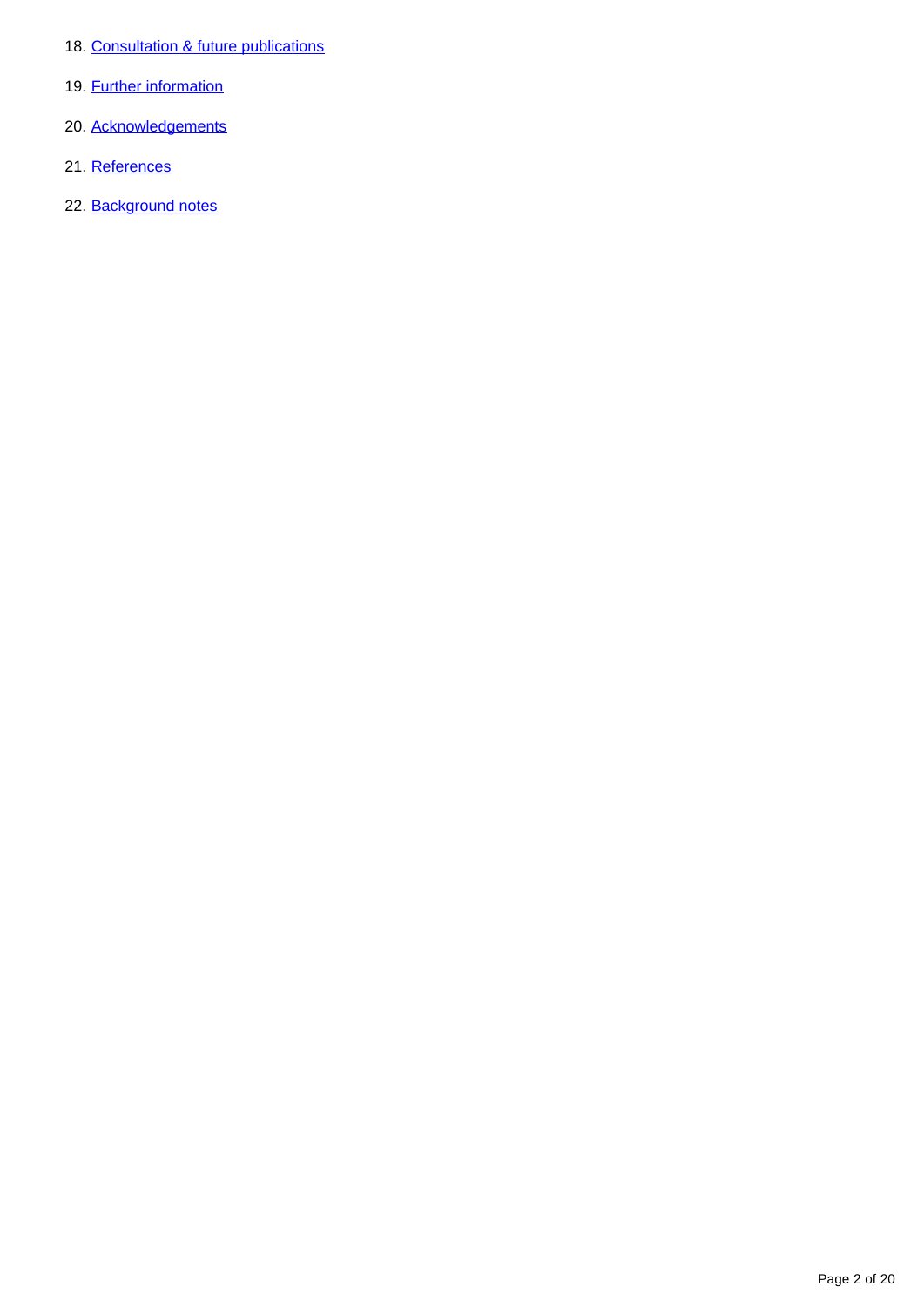18. Consultation & future publications
19. Further information
20. Acknowledgements
21. References
22. Background notes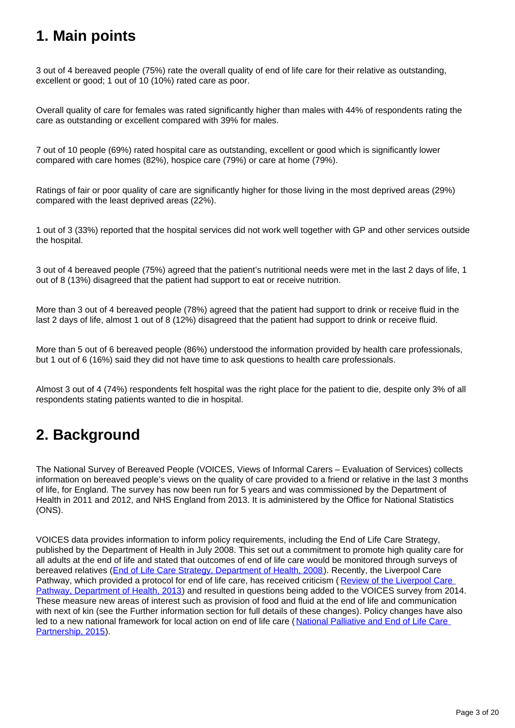## 1. Main points

3 out of 4 bereaved people (75%) rate the overall quality of end of life care for their relative as outstanding, excellent or good; 1 out of 10 (10%) rated care as poor.

Overall quality of care for females was rated significantly higher than males with 44% of respondents rating the care as outstanding or excellent compared with 39% for males.

7 out of 10 people (69%) rated hospital care as outstanding, excellent or good which is significantly lower compared with care homes (82%), hospice care (79%) or care at home (79%).

Ratings of fair or poor quality of care are significantly higher for those living in the most deprived areas (29%) compared with the least deprived areas (22%).

1 out of 3 (33%) reported that the hospital services did not work well together with GP and other services outside the hospital.

3 out of 4 bereaved people (75%) agreed that the patient's nutritional needs were met in the last 2 days of life, 1 out of 8 (13%) disagreed that the patient had support to eat or receive nutrition.

More than 3 out of 4 bereaved people (78%) agreed that the patient had support to drink or receive fluid in the last 2 days of life, almost 1 out of 8 (12%) disagreed that the patient had support to drink or receive fluid.

More than 5 out of 6 bereaved people (86%) understood the information provided by health care professionals, but 1 out of 6 (16%) said they did not have time to ask questions to health care professionals.

Almost 3 out of 4 (74%) respondents felt hospital was the right place for the patient to die, despite only 3% of all respondents stating patients wanted to die in hospital.

## 2. Background

The National Survey of Bereaved People (VOICES, Views of Informal Carers – Evaluation of Services) collects information on bereaved people's views on the quality of care provided to a friend or relative in the last 3 months of life, for England. The survey has now been run for 5 years and was commissioned by the Department of Health in 2011 and 2012, and NHS England from 2013. It is administered by the Office for National Statistics (ONS).

VOICES data provides information to inform policy requirements, including the End of Life Care Strategy, published by the Department of Health in July 2008. This set out a commitment to promote high quality care for all adults at the end of life and stated that outcomes of end of life care would be monitored through surveys of bereaved relatives (End of Life Care Strategy, Department of Health, 2008). Recently, the Liverpool Care Pathway, which provided a protocol for end of life care, has received criticism (Review of the Liverpool Care Pathway, Department of Health, 2013) and resulted in questions being added to the VOICES survey from 2014. These measure new areas of interest such as provision of food and fluid at the end of life and communication with next of kin (see the Further information section for full details of these changes). Policy changes have also led to a new national framework for local action on end of life care (National Palliative and End of Life Care Partnership, 2015).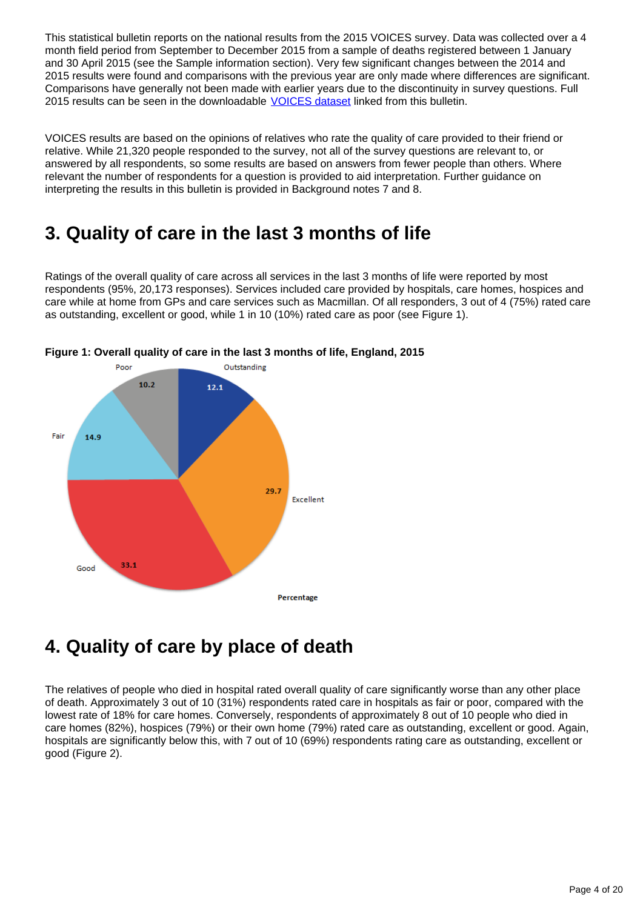This statistical bulletin reports on the national results from the 2015 VOICES survey. Data was collected over a 4 month field period from September to December 2015 from a sample of deaths registered between 1 January and 30 April 2015 (see the Sample information section). Very few significant changes between the 2014 and 2015 results were found and comparisons with the previous year are only made where differences are significant. Comparisons have generally not been made with earlier years due to the discontinuity in survey questions. Full 2015 results can be seen in the downloadable VOICES dataset linked from this bulletin.

VOICES results are based on the opinions of relatives who rate the quality of care provided to their friend or relative. While 21,320 people responded to the survey, not all of the survey questions are relevant to, or answered by all respondents, so some results are based on answers from fewer people than others. Where relevant the number of respondents for a question is provided to aid interpretation. Further guidance on interpreting the results in this bulletin is provided in Background notes 7 and 8.

## 3. Quality of care in the last 3 months of life

Ratings of the overall quality of care across all services in the last 3 months of life were reported by most respondents (95%, 20,173 responses). Services included care provided by hospitals, care homes, hospices and care while at home from GPs and care services such as Macmillan. Of all responders, 3 out of 4 (75%) rated care as outstanding, excellent or good, while 1 in 10 (10%) rated care as poor (see Figure 1).

**Figure 1: Overall quality of care in the last 3 months of life, England, 2015**

| Rating | Percentage |
|---|---|
| Outstanding | 12.1 |
| Excellent | 29.7 |
| Good | 33.1 |
| Fair | 14.9 |
| Poor | 10.2 |

## 4. Quality of care by place of death

The relatives of people who died in hospital rated overall quality of care significantly worse than any other place of death. Approximately 3 out of 10 (31%) respondents rated care in hospitals as fair or poor, compared with the lowest rate of 18% for care homes. Conversely, respondents of approximately 8 out of 10 people who died in care homes (82%), hospices (79%) or their own home (79%) rated care as outstanding, excellent or good. Again, hospitals are significantly below this, with 7 out of 10 (69%) respondents rating care as outstanding, excellent or good (Figure 2).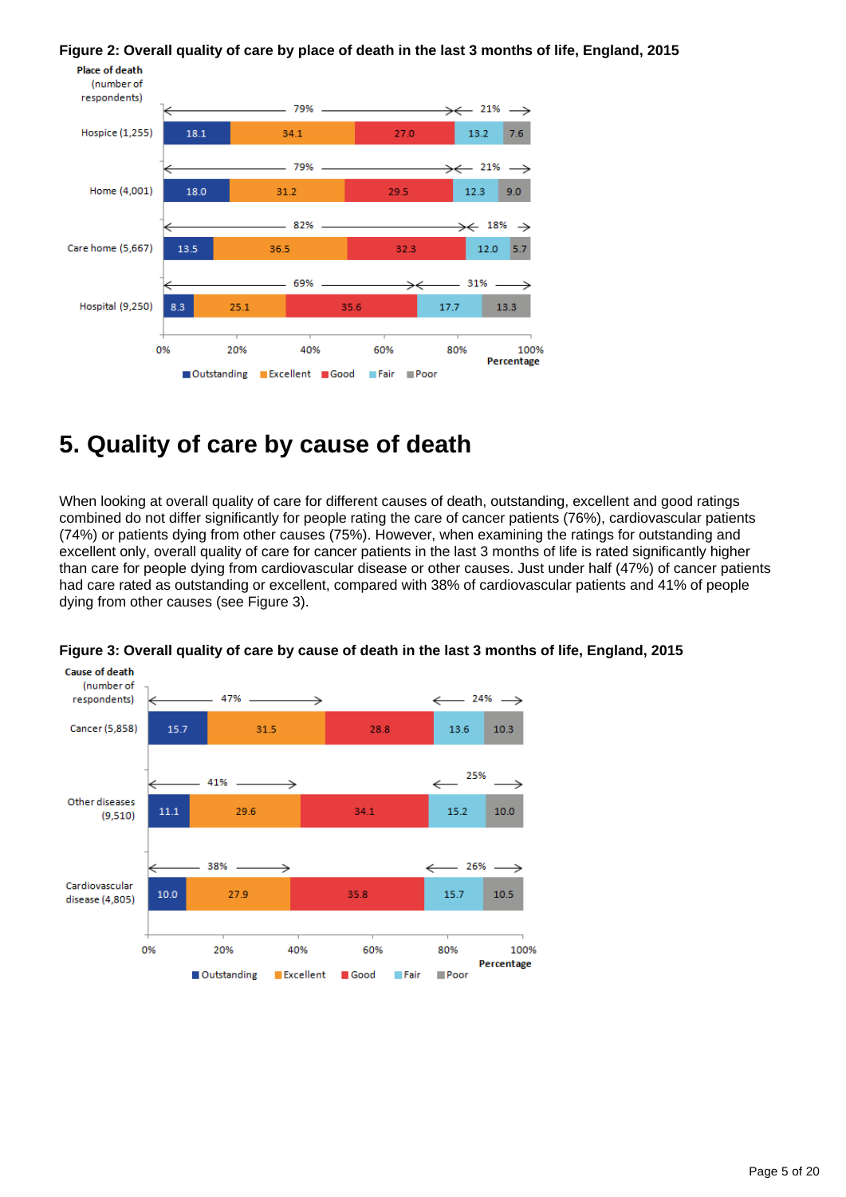**Figure 2: Overall quality of care by place of death in the last 3 months of life, England, 2015**

| Place of death (number of respondents) | Outstanding | Excellent | Good | Fair | Poor | Outstanding/Excellent/Good | Fair/Poor |
|---|---|---|---|---|---|---|---|
| Hospice (1,255) | 18.1 | 34.1 | 27.0 | 13.2 | 7.6 | 79% | 21% |
| Home (4,001) | 18.0 | 31.2 | 29.5 | 12.3 | 9.0 | 79% | 21% |
| Care home (5,667) | 13.5 | 36.5 | 32.3 | 12.0 | 5.7 | 82% | 18% |
| Hospital (9,250) | 8.3 | 25.1 | 35.6 | 17.7 | 13.3 | 69% | 31% |

## 5. Quality of care by cause of death

When looking at overall quality of care for different causes of death, outstanding, excellent and good ratings combined do not differ significantly for people rating the care of cancer patients (76%), cardiovascular patients (74%) or patients dying from other causes (75%). However, when examining the ratings for outstanding and excellent only, overall quality of care for cancer patients in the last 3 months of life is rated significantly higher than care for people dying from cardiovascular disease or other causes. Just under half (47%) of cancer patients had care rated as outstanding or excellent, compared with 38% of cardiovascular patients and 41% of people dying from other causes (see Figure 3).

**Figure 3: Overall quality of care by cause of death in the last 3 months of life, England, 2015**

| Cause of death (number of respondents) | Outstanding | Excellent | Good | Fair | Poor | Outstanding/Excellent | Fair/Poor |
|---|---|---|---|---|---|---|---|
| Cancer (5,858) | 15.7 | 31.5 | 28.8 | 13.6 | 10.3 | 47% | 24% |
| Other diseases (9,510) | 11.1 | 29.6 | 34.1 | 15.2 | 10.0 | 41% | 25% |
| Cardiovascular disease (4,805) | 10.0 | 27.9 | 35.8 | 15.7 | 10.5 | 38% | 26% |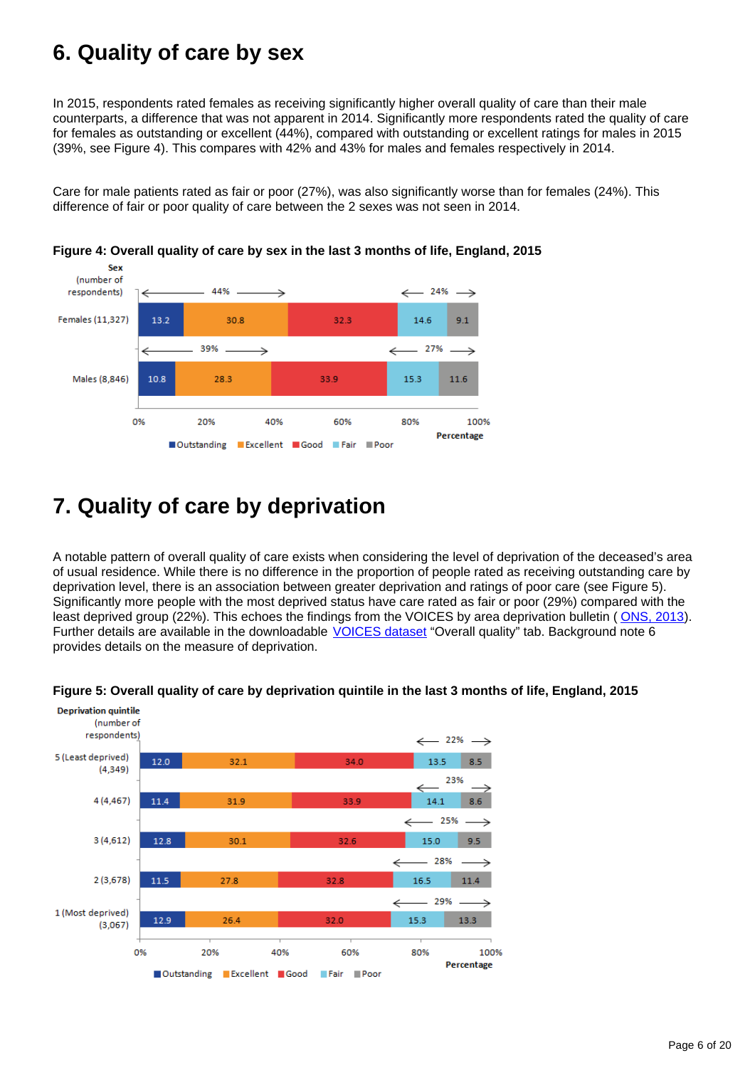## 6. Quality of care by sex

In 2015, respondents rated females as receiving significantly higher overall quality of care than their male counterparts, a difference that was not apparent in 2014. Significantly more respondents rated the quality of care for females as outstanding or excellent (44%), compared with outstanding or excellent ratings for males in 2015 (39%, see Figure 4). This compares with 42% and 43% for males and females respectively in 2014.

Care for male patients rated as fair or poor (27%), was also significantly worse than for females (24%). This difference of fair or poor quality of care between the 2 sexes was not seen in 2014.

**Figure 4: Overall quality of care by sex in the last 3 months of life, England, 2015**

| Sex (number of respondents) | Outstanding | Excellent | Good | Fair | Poor | Outstanding or Excellent | Fair or Poor |
|---|---|---|---|---|---|---|---|
| Females (11,327) | 13.2 | 30.8 | 32.3 | 14.6 | 9.1 | 44% | 24% |
| Males (8,846) | 10.8 | 28.3 | 33.9 | 15.3 | 11.6 | 39% | 27% |

Percentage

## 7. Quality of care by deprivation

A notable pattern of overall quality of care exists when considering the level of deprivation of the deceased's area of usual residence. While there is no difference in the proportion of people rated as receiving outstanding care by deprivation level, there is an association between greater deprivation and ratings of poor care (see Figure 5). Significantly more people with the most deprived status have care rated as fair or poor (29%) compared with the least deprived group (22%). This echoes the findings from the VOICES by area deprivation bulletin ( ONS, 2013). Further details are available in the downloadable VOICES dataset "Overall quality" tab. Background note 6 provides details on the measure of deprivation.

**Figure 5: Overall quality of care by deprivation quintile in the last 3 months of life, England, 2015**

| Deprivation quintile (number of respondents) | Outstanding | Excellent | Good | Fair | Poor | Fair or Poor |
|---|---|---|---|---|---|---|
| 5 (Least deprived) (4,349) | 12.0 | 32.1 | 34.0 | 13.5 | 8.5 | 22% |
| 4 (4,467) | 11.4 | 31.9 | 33.9 | 14.1 | 8.6 | 23% |
| 3 (4,612) | 12.8 | 30.1 | 32.6 | 15.0 | 9.5 | 25% |
| 2 (3,678) | 11.5 | 27.8 | 32.8 | 16.5 | 11.4 | 28% |
| 1 (Most deprived) (3,067) | 12.9 | 26.4 | 32.0 | 15.3 | 13.3 | 29% |

Percentage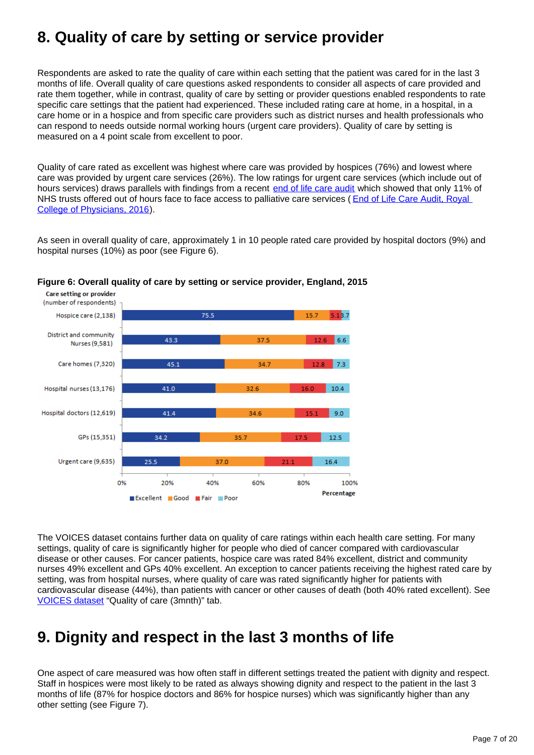## 8. Quality of care by setting or service provider

Respondents are asked to rate the quality of care within each setting that the patient was cared for in the last 3 months of life. Overall quality of care questions asked respondents to consider all aspects of care provided and rate them together, while in contrast, quality of care by setting or provider questions enabled respondents to rate specific care settings that the patient had experienced. These included rating care at home, in a hospital, in a care home or in a hospice and from specific care providers such as district nurses and health professionals who can respond to needs outside normal working hours (urgent care providers). Quality of care by setting is measured on a 4 point scale from excellent to poor.

Quality of care rated as excellent was highest where care was provided by hospices (76%) and lowest where care was provided by urgent care services (26%). The low ratings for urgent care services (which include out of hours services) draws parallels with findings from a recent end of life care audit which showed that only 11% of NHS trusts offered out of hours face to face access to palliative care services ( End of Life Care Audit, Royal College of Physicians, 2016).

As seen in overall quality of care, approximately 1 in 10 people rated care provided by hospital doctors (9%) and hospital nurses (10%) as poor (see Figure 6).

**Figure 6: Overall quality of care by setting or service provider, England, 2015**

| Care setting or provider (number of respondents) | Excellent | Good | Fair | Poor |
|---|---|---|---|---|
| Hospice care (2,138) | 75.5 | 15.7 | 5.1 | 3.7 |
| District and community Nurses (9,581) | 43.3 | 37.5 | 12.6 | 6.6 |
| Care homes (7,320) | 45.1 | 34.7 | 12.8 | 7.3 |
| Hospital nurses (13,176) | 41.0 | 32.6 | 16.0 | 10.4 |
| Hospital doctors (12,619) | 41.4 | 34.6 | 15.1 | 9.0 |
| GPs (15,351) | 34.2 | 35.7 | 17.5 | 12.5 |
| Urgent care (9,635) | 25.5 | 37.0 | 21.1 | 16.4 |

The VOICES dataset contains further data on quality of care ratings within each health care setting. For many settings, quality of care is significantly higher for people who died of cancer compared with cardiovascular disease or other causes. For cancer patients, hospice care was rated 84% excellent, district and community nurses 49% excellent and GPs 40% excellent. An exception to cancer patients receiving the highest rated care by setting, was from hospital nurses, where quality of care was rated significantly higher for patients with cardiovascular disease (44%), than patients with cancer or other causes of death (both 40% rated excellent). See VOICES dataset "Quality of care (3mnth)" tab.

## 9. Dignity and respect in the last 3 months of life

One aspect of care measured was how often staff in different settings treated the patient with dignity and respect. Staff in hospices were most likely to be rated as always showing dignity and respect to the patient in the last 3 months of life (87% for hospice doctors and 86% for hospice nurses) which was significantly higher than any other setting (see Figure 7).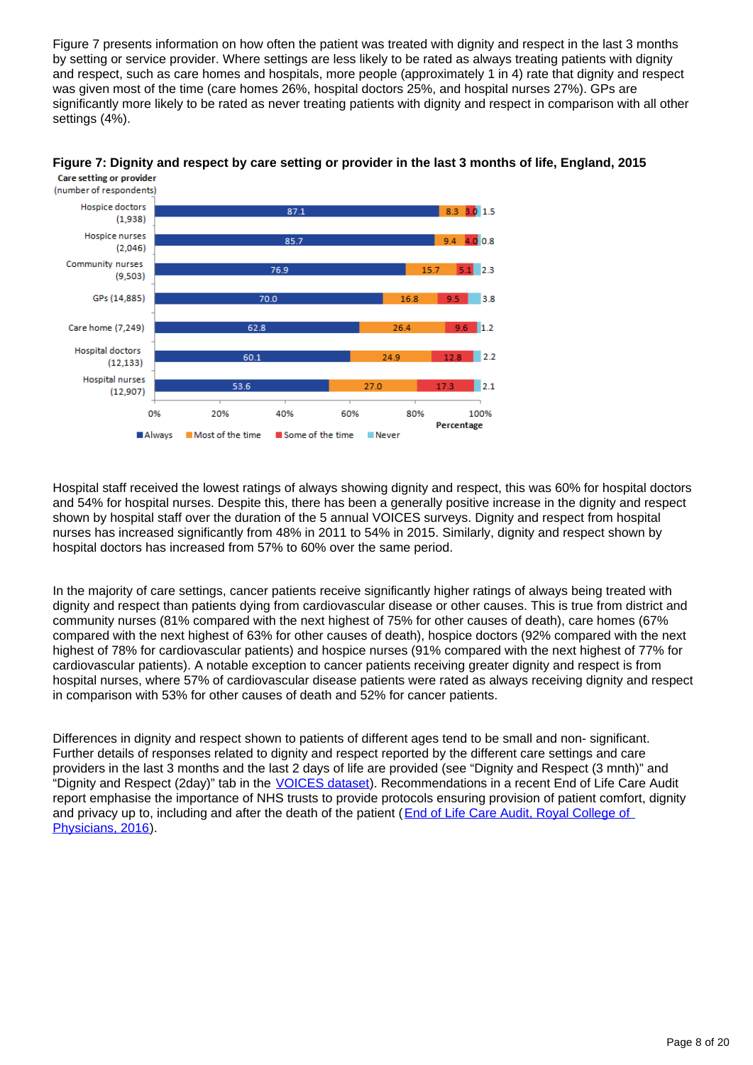Figure 7 presents information on how often the patient was treated with dignity and respect in the last 3 months by setting or service provider. Where settings are less likely to be rated as always treating patients with dignity and respect, such as care homes and hospitals, more people (approximately 1 in 4) rate that dignity and respect was given most of the time (care homes 26%, hospital doctors 25%, and hospital nurses 27%). GPs are significantly more likely to be rated as never treating patients with dignity and respect in comparison with all other settings (4%).

**Figure 7: Dignity and respect by care setting or provider in the last 3 months of life, England, 2015**

| Care setting or provider (number of respondents) | Always | Most of the time | Some of the time | Never |
|---|---|---|---|---|
| Hospice doctors (1,938) | 87.1 | 8.3 | 3.0 | 1.5 |
| Hospice nurses (2,046) | 85.7 | 9.4 | 4.0 | 0.8 |
| Community nurses (9,503) | 76.9 | 15.7 | 5.1 | 2.3 |
| GPs (14,885) | 70.0 | 16.8 | 9.5 | 3.8 |
| Care home (7,249) | 62.8 | 26.4 | 9.6 | 1.2 |
| Hospital doctors (12,133) | 60.1 | 24.9 | 12.8 | 2.2 |
| Hospital nurses (12,907) | 53.6 | 27.0 | 17.3 | 2.1 |

Percentage

Hospital staff received the lowest ratings of always showing dignity and respect, this was 60% for hospital doctors and 54% for hospital nurses. Despite this, there has been a generally positive increase in the dignity and respect shown by hospital staff over the duration of the 5 annual VOICES surveys. Dignity and respect from hospital nurses has increased significantly from 48% in 2011 to 54% in 2015. Similarly, dignity and respect shown by hospital doctors has increased from 57% to 60% over the same period.

In the majority of care settings, cancer patients receive significantly higher ratings of always being treated with dignity and respect than patients dying from cardiovascular disease or other causes. This is true from district and community nurses (81% compared with the next highest of 75% for other causes of death), care homes (67% compared with the next highest of 63% for other causes of death), hospice doctors (92% compared with the next highest of 78% for cardiovascular patients) and hospice nurses (91% compared with the next highest of 77% for cardiovascular patients). A notable exception to cancer patients receiving greater dignity and respect is from hospital nurses, where 57% of cardiovascular disease patients were rated as always receiving dignity and respect in comparison with 53% for other causes of death and 52% for cancer patients.

Differences in dignity and respect shown to patients of different ages tend to be small and non- significant. Further details of responses related to dignity and respect reported by the different care settings and care providers in the last 3 months and the last 2 days of life are provided (see “Dignity and Respect (3 mnth)” and “Dignity and Respect (2day)” tab in the VOICES dataset). Recommendations in a recent End of Life Care Audit report emphasise the importance of NHS trusts to provide protocols ensuring provision of patient comfort, dignity and privacy up to, including and after the death of the patient (End of Life Care Audit, Royal College of Physicians, 2016).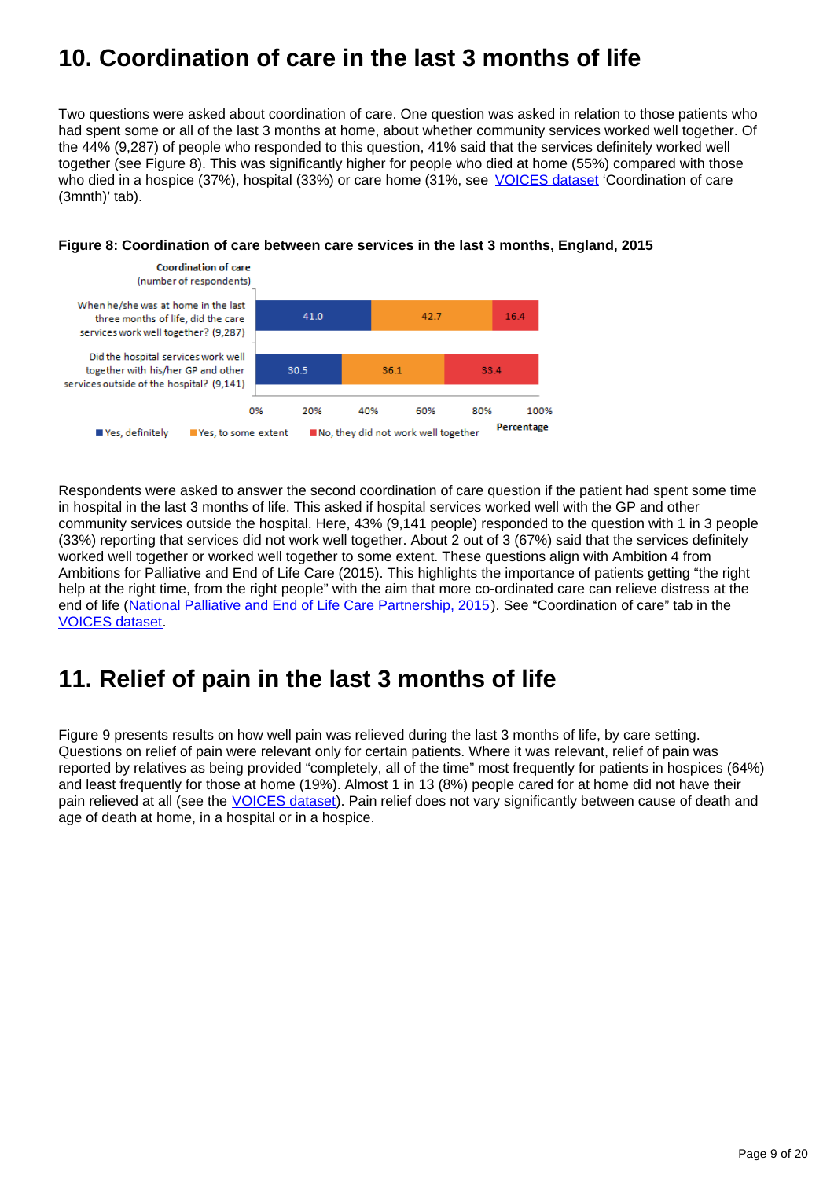## 10. Coordination of care in the last 3 months of life

Two questions were asked about coordination of care. One question was asked in relation to those patients who had spent some or all of the last 3 months at home, about whether community services worked well together. Of the 44% (9,287) of people who responded to this question, 41% said that the services definitely worked well together (see Figure 8). This was significantly higher for people who died at home (55%) compared with those who died in a hospice (37%), hospital (33%) or care home (31%, see [VOICES dataset](VOICES dataset) 'Coordination of care (3mnth)' tab).

**Figure 8: Coordination of care between care services in the last 3 months, England, 2015**

| Coordination of care (number of respondents) | Yes, definitely | Yes, to some extent | No, they did not work well together |
|---|---|---|---|
| When he/she was at home in the last three months of life, did the care services work well together? (9,287) | 41.0 | 42.7 | 16.4 |
| Did the hospital services work well together with his/her GP and other services outside of the hospital? (9,141) | 30.5 | 36.1 | 33.4 |

Percentage

Respondents were asked to answer the second coordination of care question if the patient had spent some time in hospital in the last 3 months of life. This asked if hospital services worked well with the GP and other community services outside the hospital. Here, 43% (9,141 people) responded to the question with 1 in 3 people (33%) reporting that services did not work well together. About 2 out of 3 (67%) said that the services definitely worked well together or worked well together to some extent. These questions align with Ambition 4 from Ambitions for Palliative and End of Life Care (2015). This highlights the importance of patients getting "the right help at the right time, from the right people" with the aim that more co-ordinated care can relieve distress at the end of life ([National Palliative and End of Life Care Partnership, 2015](National Palliative and End of Life Care Partnership, 2015)). See "Coordination of care" tab in the [VOICES dataset](VOICES dataset).

## 11. Relief of pain in the last 3 months of life

Figure 9 presents results on how well pain was relieved during the last 3 months of life, by care setting. Questions on relief of pain were relevant only for certain patients. Where it was relevant, relief of pain was reported by relatives as being provided "completely, all of the time" most frequently for patients in hospices (64%) and least frequently for those at home (19%). Almost 1 in 13 (8%) people cared for at home did not have their pain relieved at all (see the [VOICES dataset](VOICES dataset)). Pain relief does not vary significantly between cause of death and age of death at home, in a hospital or in a hospice.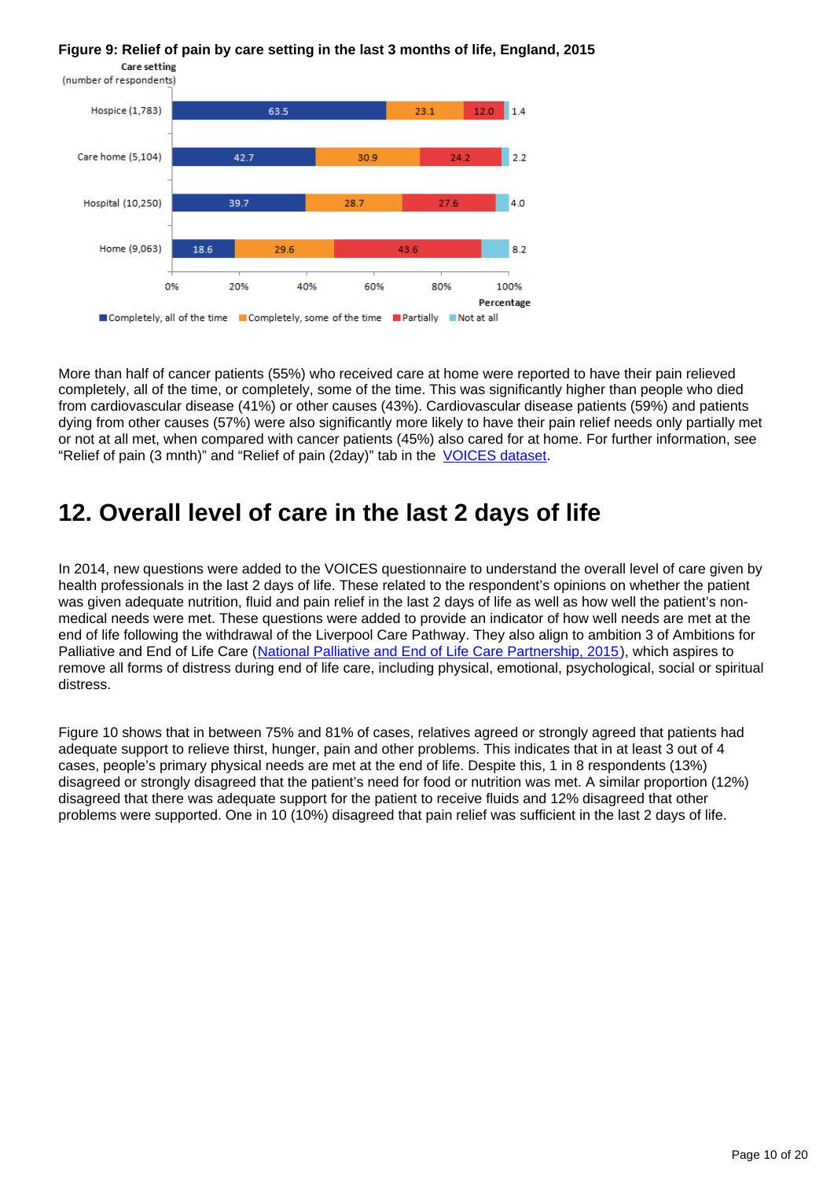**Figure 9: Relief of pain by care setting in the last 3 months of life, England, 2015**

| Care setting (number of respondents) | Completely, all of the time | Completely, some of the time | Partially | Not at all |
|---|---|---|---|---|
| Hospice (1,783) | 63.5 | 23.1 | 12.0 | 1.4 |
| Care home (5,104) | 42.7 | 30.9 | 24.2 | 2.2 |
| Hospital (10,250) | 39.7 | 28.7 | 27.6 | 4.0 |
| Home (9,063) | 18.6 | 29.6 | 43.6 | 8.2 |

Percentage

More than half of cancer patients (55%) who received care at home were reported to have their pain relieved completely, all of the time, or completely, some of the time. This was significantly higher than people who died from cardiovascular disease (41%) or other causes (43%). Cardiovascular disease patients (59%) and patients dying from other causes (57%) were also significantly more likely to have their pain relief needs only partially met or not at all met, when compared with cancer patients (45%) also cared for at home. For further information, see "Relief of pain (3 mnth)" and "Relief of pain (2day)" tab in the VOICES dataset.

## 12. Overall level of care in the last 2 days of life

In 2014, new questions were added to the VOICES questionnaire to understand the overall level of care given by health professionals in the last 2 days of life. These related to the respondent's opinions on whether the patient was given adequate nutrition, fluid and pain relief in the last 2 days of life as well as how well the patient's non-medical needs were met. These questions were added to provide an indicator of how well needs are met at the end of life following the withdrawal of the Liverpool Care Pathway. They also align to ambition 3 of Ambitions for Palliative and End of Life Care (National Palliative and End of Life Care Partnership, 2015), which aspires to remove all forms of distress during end of life care, including physical, emotional, psychological, social or spiritual distress.

Figure 10 shows that in between 75% and 81% of cases, relatives agreed or strongly agreed that patients had adequate support to relieve thirst, hunger, pain and other problems. This indicates that in at least 3 out of 4 cases, people's primary physical needs are met at the end of life. Despite this, 1 in 8 respondents (13%) disagreed or strongly disagreed that the patient's need for food or nutrition was met. A similar proportion (12%) disagreed that there was adequate support for the patient to receive fluids and 12% disagreed that other problems were supported. One in 10 (10%) disagreed that pain relief was sufficient in the last 2 days of life.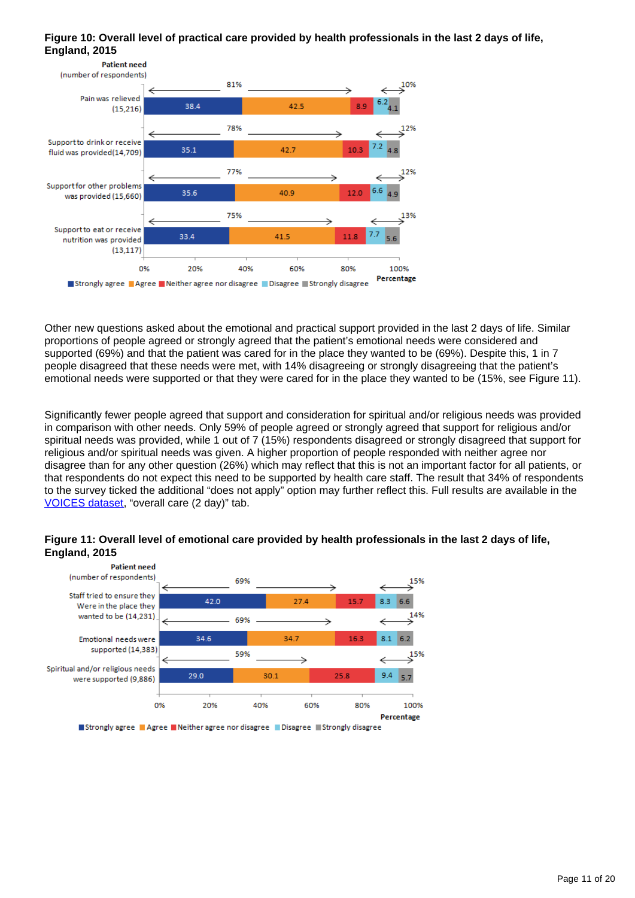**Figure 10: Overall level of practical care provided by health professionals in the last 2 days of life, England, 2015**

| Patient need (number of respondents) | Strongly agree | Agree | Neither agree nor disagree | Disagree | Strongly disagree | Agree total | Disagree total |
|---|---|---|---|---|---|---|---|
| Pain was relieved (15,216) | 38.4 | 42.5 | 8.9 | 6.2 | 4.1 | 81% | 10% |
| Support to drink or receive fluid was provided(14,709) | 35.1 | 42.7 | 10.3 | 7.2 | 4.8 | 78% | 12% |
| Support for other problems was provided (15,660) | 35.6 | 40.9 | 12.0 | 6.6 | 4.9 | 77% | 12% |
| Support to eat or receive nutrition was provided (13,117) | 33.4 | 41.5 | 11.8 | 7.7 | 5.6 | 75% | 13% |

Other new questions asked about the emotional and practical support provided in the last 2 days of life. Similar proportions of people agreed or strongly agreed that the patient's emotional needs were considered and supported (69%) and that the patient was cared for in the place they wanted to be (69%). Despite this, 1 in 7 people disagreed that these needs were met, with 14% disagreeing or strongly disagreeing that the patient's emotional needs were supported or that they were cared for in the place they wanted to be (15%, see Figure 11).

Significantly fewer people agreed that support and consideration for spiritual and/or religious needs was provided in comparison with other needs. Only 59% of people agreed or strongly agreed that support for religious and/or spiritual needs was provided, while 1 out of 7 (15%) respondents disagreed or strongly disagreed that support for religious and/or spiritual needs was given. A higher proportion of people responded with neither agree nor disagree than for any other question (26%) which may reflect that this is not an important factor for all patients, or that respondents do not expect this need to be supported by health care staff. The result that 34% of respondents to the survey ticked the additional "does not apply" option may further reflect this. Full results are available in the VOICES dataset, "overall care (2 day)" tab.

**Figure 11: Overall level of emotional care provided by health professionals in the last 2 days of life, England, 2015**

| Patient need (number of respondents) | Strongly agree | Agree | Neither agree nor disagree | Disagree | Strongly disagree | Agree total | Disagree total |
|---|---|---|---|---|---|---|---|
| Staff tried to ensure they Were in the place they wanted to be (14,231) | 42.0 | 27.4 | 15.7 | 8.3 | 6.6 | 69% | 15% |
| Emotional needs were supported (14,383) | 34.6 | 34.7 | 16.3 | 8.1 | 6.2 | 69% | 14% |
| Spiritual and/or religious needs were supported (9,886) | 29.0 | 30.1 | 25.8 | 9.4 | 5.7 | 59% | 15% |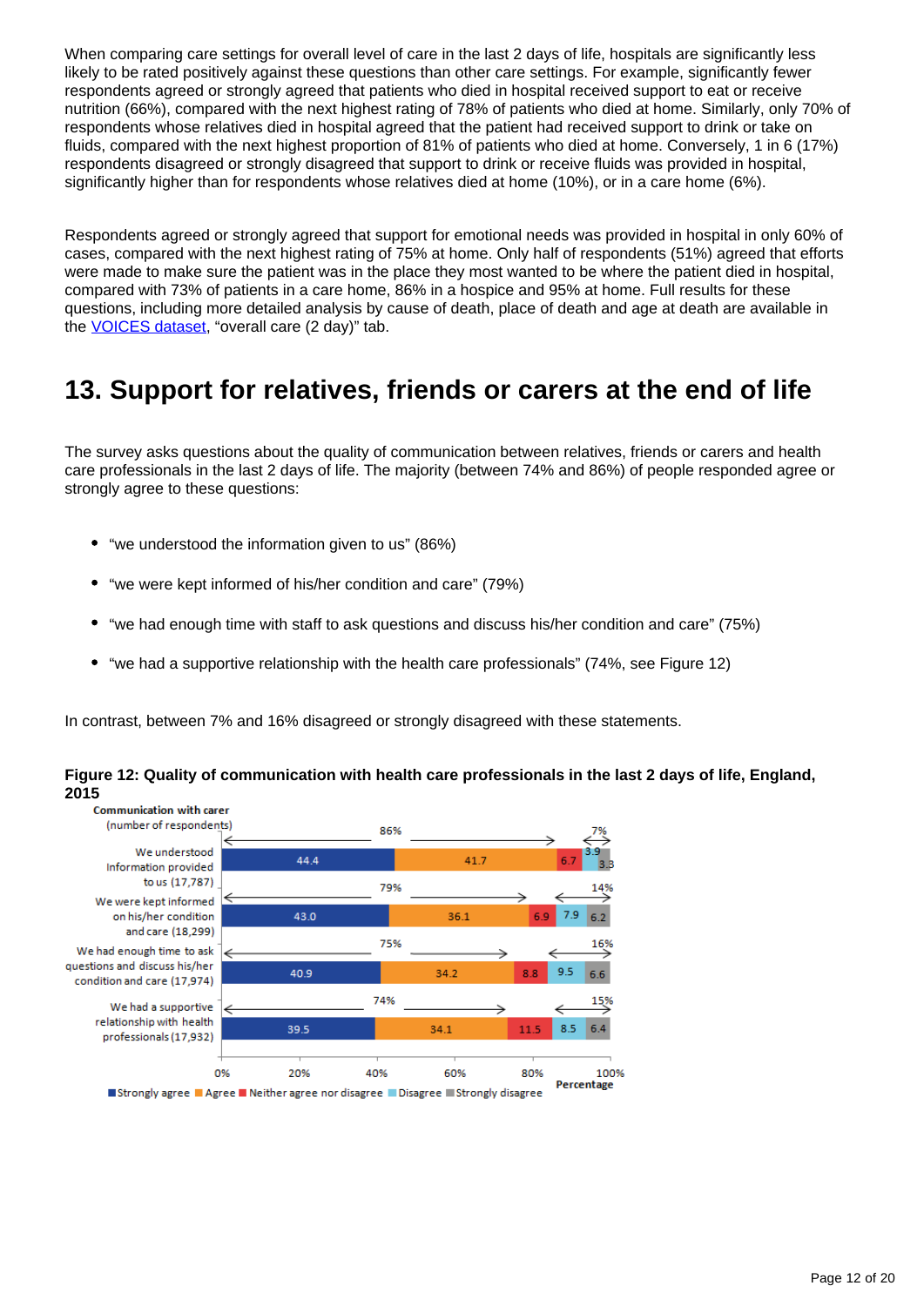When comparing care settings for overall level of care in the last 2 days of life, hospitals are significantly less likely to be rated positively against these questions than other care settings. For example, significantly fewer respondents agreed or strongly agreed that patients who died in hospital received support to eat or receive nutrition (66%), compared with the next highest rating of 78% of patients who died at home. Similarly, only 70% of respondents whose relatives died in hospital agreed that the patient had received support to drink or take on fluids, compared with the next highest proportion of 81% of patients who died at home. Conversely, 1 in 6 (17%) respondents disagreed or strongly disagreed that support to drink or receive fluids was provided in hospital, significantly higher than for respondents whose relatives died at home (10%), or in a care home (6%).

Respondents agreed or strongly agreed that support for emotional needs was provided in hospital in only 60% of cases, compared with the next highest rating of 75% at home. Only half of respondents (51%) agreed that efforts were made to make sure the patient was in the place they most wanted to be where the patient died in hospital, compared with 73% of patients in a care home, 86% in a hospice and 95% at home. Full results for these questions, including more detailed analysis by cause of death, place of death and age at death are available in the VOICES dataset, "overall care (2 day)" tab.

## 13. Support for relatives, friends or carers at the end of life

The survey asks questions about the quality of communication between relatives, friends or carers and health care professionals in the last 2 days of life. The majority (between 74% and 86%) of people responded agree or strongly agree to these questions:

- "we understood the information given to us" (86%)
- "we were kept informed of his/her condition and care" (79%)
- "we had enough time with staff to ask questions and discuss his/her condition and care" (75%)
- "we had a supportive relationship with the health care professionals" (74%, see Figure 12)

In contrast, between 7% and 16% disagreed or strongly disagreed with these statements.

**Figure 12: Quality of communication with health care professionals in the last 2 days of life, England, 2015**

| Communication with carer (number of respondents) | Strongly agree | Agree | Neither agree nor disagree | Disagree | Strongly disagree | Agree/strongly agree | Disagree/strongly disagree |
|---|---|---|---|---|---|---|---|
| We understood Information provided to us (17,787) | 44.4 | 41.7 | 6.7 | 3.9 | 3.3 | 86% | 7% |
| We were kept informed on his/her condition and care (18,299) | 43.0 | 36.1 | 6.9 | 7.9 | 6.2 | 79% | 14% |
| We had enough time to ask questions and discuss his/her condition and care (17,974) | 40.9 | 34.2 | 8.8 | 9.5 | 6.6 | 75% | 16% |
| We had a supportive relationship with health professionals (17,932) | 39.5 | 34.1 | 11.5 | 8.5 | 6.4 | 74% | 15% |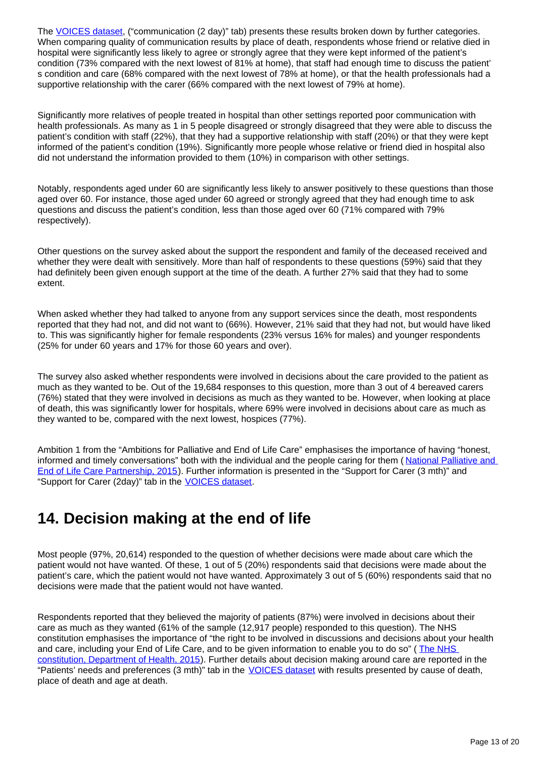The [VOICES dataset](), ("communication (2 day)" tab) presents these results broken down by further categories. When comparing quality of communication results by place of death, respondents whose friend or relative died in hospital were significantly less likely to agree or strongly agree that they were kept informed of the patient's condition (73% compared with the next lowest of 81% at home), that staff had enough time to discuss the patient' s condition and care (68% compared with the next lowest of 78% at home), or that the health professionals had a supportive relationship with the carer (66% compared with the next lowest of 79% at home).

Significantly more relatives of people treated in hospital than other settings reported poor communication with health professionals. As many as 1 in 5 people disagreed or strongly disagreed that they were able to discuss the patient's condition with staff (22%), that they had a supportive relationship with staff (20%) or that they were kept informed of the patient's condition (19%). Significantly more people whose relative or friend died in hospital also did not understand the information provided to them (10%) in comparison with other settings.

Notably, respondents aged under 60 are significantly less likely to answer positively to these questions than those aged over 60. For instance, those aged under 60 agreed or strongly agreed that they had enough time to ask questions and discuss the patient's condition, less than those aged over 60 (71% compared with 79% respectively).

Other questions on the survey asked about the support the respondent and family of the deceased received and whether they were dealt with sensitively. More than half of respondents to these questions (59%) said that they had definitely been given enough support at the time of the death. A further 27% said that they had to some extent.

When asked whether they had talked to anyone from any support services since the death, most respondents reported that they had not, and did not want to (66%). However, 21% said that they had not, but would have liked to. This was significantly higher for female respondents (23% versus 16% for males) and younger respondents (25% for under 60 years and 17% for those 60 years and over).

The survey also asked whether respondents were involved in decisions about the care provided to the patient as much as they wanted to be. Out of the 19,684 responses to this question, more than 3 out of 4 bereaved carers (76%) stated that they were involved in decisions as much as they wanted to be. However, when looking at place of death, this was significantly lower for hospitals, where 69% were involved in decisions about care as much as they wanted to be, compared with the next lowest, hospices (77%).

Ambition 1 from the "Ambitions for Palliative and End of Life Care" emphasises the importance of having "honest, informed and timely conversations" both with the individual and the people caring for them ( [National Palliative and End of Life Care Partnership, 2015]()). Further information is presented in the "Support for Carer (3 mth)" and "Support for Carer (2day)" tab in the [VOICES dataset]().

## 14. Decision making at the end of life

Most people (97%, 20,614) responded to the question of whether decisions were made about care which the patient would not have wanted. Of these, 1 out of 5 (20%) respondents said that decisions were made about the patient's care, which the patient would not have wanted. Approximately 3 out of 5 (60%) respondents said that no decisions were made that the patient would not have wanted.

Respondents reported that they believed the majority of patients (87%) were involved in decisions about their care as much as they wanted (61% of the sample (12,917 people) responded to this question). The NHS constitution emphasises the importance of "the right to be involved in discussions and decisions about your health and care, including your End of Life Care, and to be given information to enable you to do so" ( [The NHS constitution, Department of Health, 2015]()). Further details about decision making around care are reported in the "Patients' needs and preferences (3 mth)" tab in the [VOICES dataset]() with results presented by cause of death, place of death and age at death.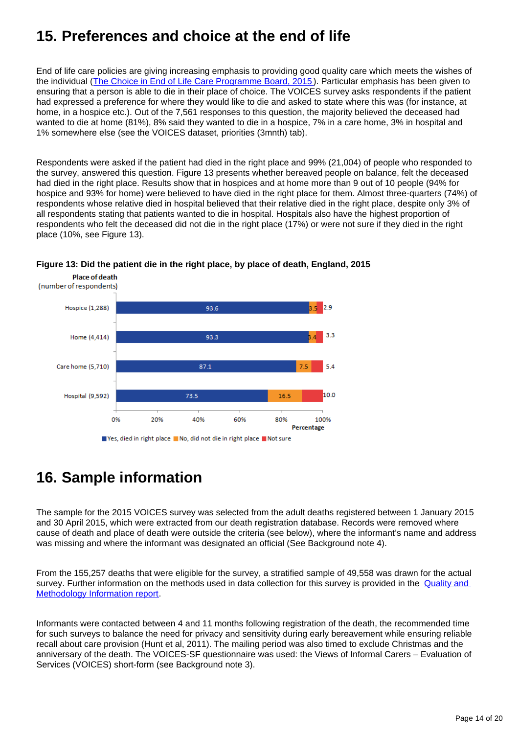## 15. Preferences and choice at the end of life

End of life care policies are giving increasing emphasis to providing good quality care which meets the wishes of the individual ([The Choice in End of Life Care Programme Board, 2015]()). Particular emphasis has been given to ensuring that a person is able to die in their place of choice. The VOICES survey asks respondents if the patient had expressed a preference for where they would like to die and asked to state where this was (for instance, at home, in a hospice etc.). Out of the 7,561 responses to this question, the majority believed the deceased had wanted to die at home (81%), 8% said they wanted to die in a hospice, 7% in a care home, 3% in hospital and 1% somewhere else (see the VOICES dataset, priorities (3mnth) tab).

Respondents were asked if the patient had died in the right place and 99% (21,004) of people who responded to the survey, answered this question. Figure 13 presents whether bereaved people on balance, felt the deceased had died in the right place. Results show that in hospices and at home more than 9 out of 10 people (94% for hospice and 93% for home) were believed to have died in the right place for them. Almost three-quarters (74%) of respondents whose relative died in hospital believed that their relative died in the right place, despite only 3% of all respondents stating that patients wanted to die in hospital. Hospitals also have the highest proportion of respondents who felt the deceased did not die in the right place (17%) or were not sure if they died in the right place (10%, see Figure 13).

**Figure 13: Did the patient die in the right place, by place of death, England, 2015**

| Place of death (number of respondents) | Yes, died in right place | No, did not die in right place | Not sure |
|---|---|---|---|
| Hospice (1,288) | 93.6 | 3.5 | 2.9 |
| Home (4,414) | 93.3 | 3.4 | 3.3 |
| Care home (5,710) | 87.1 | 7.5 | 5.4 |
| Hospital (9,592) | 73.5 | 16.5 | 10.0 |

## 16. Sample information

The sample for the 2015 VOICES survey was selected from the adult deaths registered between 1 January 2015 and 30 April 2015, which were extracted from our death registration database. Records were removed where cause of death and place of death were outside the criteria (see below), where the informant's name and address was missing and where the informant was designated an official (See Background note 4).

From the 155,257 deaths that were eligible for the survey, a stratified sample of 49,558 was drawn for the actual survey. Further information on the methods used in data collection for this survey is provided in the [Quality and Methodology Information report]().

Informants were contacted between 4 and 11 months following registration of the death, the recommended time for such surveys to balance the need for privacy and sensitivity during early bereavement while ensuring reliable recall about care provision (Hunt et al, 2011). The mailing period was also timed to exclude Christmas and the anniversary of the death. The VOICES-SF questionnaire was used: the Views of Informal Carers – Evaluation of Services (VOICES) short-form (see Background note 3).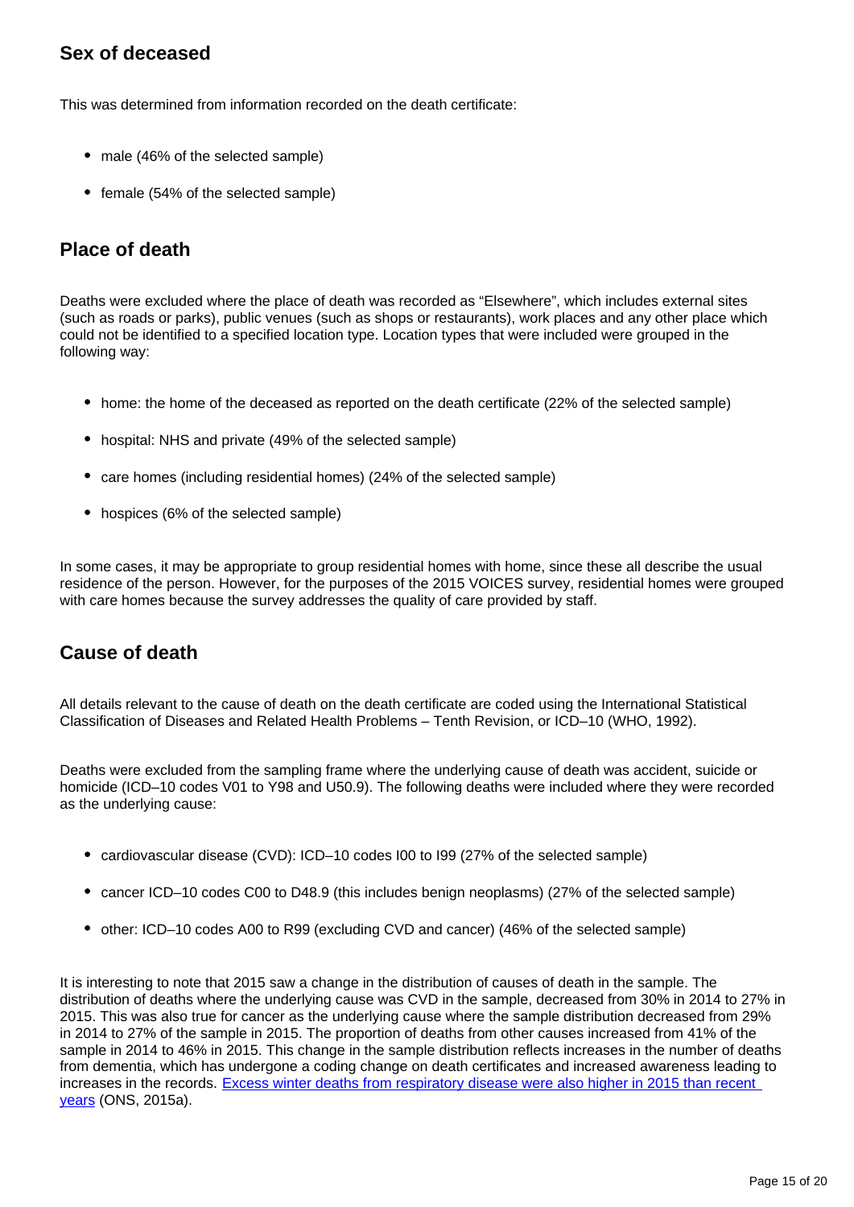## Sex of deceased

This was determined from information recorded on the death certificate:

- male (46% of the selected sample)
- female (54% of the selected sample)

## Place of death

Deaths were excluded where the place of death was recorded as "Elsewhere", which includes external sites (such as roads or parks), public venues (such as shops or restaurants), work places and any other place which could not be identified to a specified location type. Location types that were included were grouped in the following way:

- home: the home of the deceased as reported on the death certificate (22% of the selected sample)
- hospital: NHS and private (49% of the selected sample)
- care homes (including residential homes) (24% of the selected sample)
- hospices (6% of the selected sample)

In some cases, it may be appropriate to group residential homes with home, since these all describe the usual residence of the person. However, for the purposes of the 2015 VOICES survey, residential homes were grouped with care homes because the survey addresses the quality of care provided by staff.

## Cause of death

All details relevant to the cause of death on the death certificate are coded using the International Statistical Classification of Diseases and Related Health Problems – Tenth Revision, or ICD–10 (WHO, 1992).

Deaths were excluded from the sampling frame where the underlying cause of death was accident, suicide or homicide (ICD–10 codes V01 to Y98 and U50.9). The following deaths were included where they were recorded as the underlying cause:

- cardiovascular disease (CVD): ICD–10 codes I00 to I99 (27% of the selected sample)
- cancer ICD–10 codes C00 to D48.9 (this includes benign neoplasms) (27% of the selected sample)
- other: ICD–10 codes A00 to R99 (excluding CVD and cancer) (46% of the selected sample)

It is interesting to note that 2015 saw a change in the distribution of causes of death in the sample. The distribution of deaths where the underlying cause was CVD in the sample, decreased from 30% in 2014 to 27% in 2015. This was also true for cancer as the underlying cause where the sample distribution decreased from 29% in 2014 to 27% of the sample in 2015. The proportion of deaths from other causes increased from 41% of the sample in 2014 to 46% in 2015. This change in the sample distribution reflects increases in the number of deaths from dementia, which has undergone a coding change on death certificates and increased awareness leading to increases in the records. [Excess winter deaths from respiratory disease were also higher in 2015 than recent years](#) (ONS, 2015a).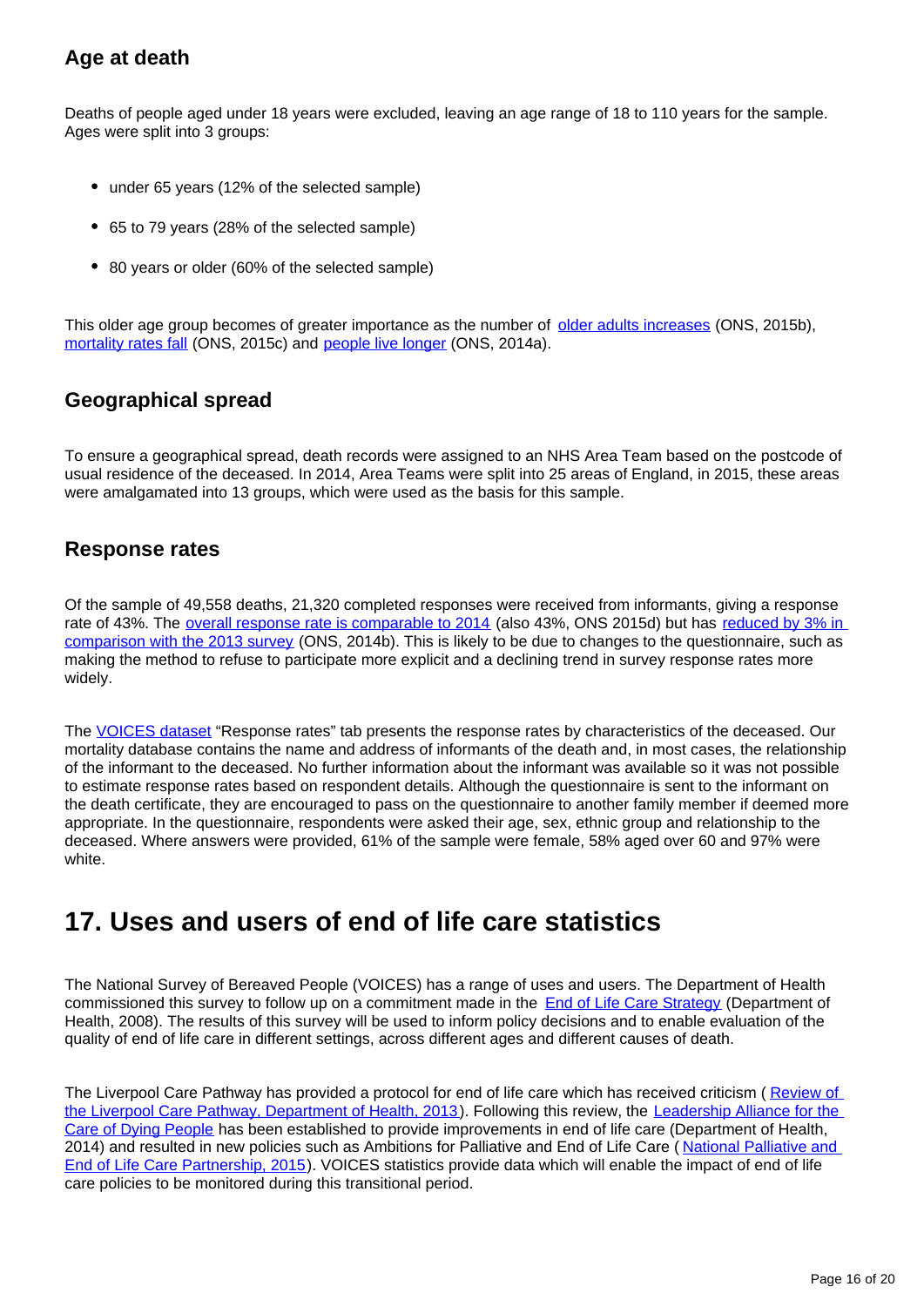### Age at death

Deaths of people aged under 18 years were excluded, leaving an age range of 18 to 110 years for the sample. Ages were split into 3 groups:

- under 65 years (12% of the selected sample)
- 65 to 79 years (28% of the selected sample)
- 80 years or older (60% of the selected sample)

This older age group becomes of greater importance as the number of older adults increases (ONS, 2015b), mortality rates fall (ONS, 2015c) and people live longer (ONS, 2014a).

### Geographical spread

To ensure a geographical spread, death records were assigned to an NHS Area Team based on the postcode of usual residence of the deceased. In 2014, Area Teams were split into 25 areas of England, in 2015, these areas were amalgamated into 13 groups, which were used as the basis for this sample.

### Response rates

Of the sample of 49,558 deaths, 21,320 completed responses were received from informants, giving a response rate of 43%. The overall response rate is comparable to 2014 (also 43%, ONS 2015d) but has reduced by 3% in comparison with the 2013 survey (ONS, 2014b). This is likely to be due to changes to the questionnaire, such as making the method to refuse to participate more explicit and a declining trend in survey response rates more widely.

The VOICES dataset "Response rates" tab presents the response rates by characteristics of the deceased. Our mortality database contains the name and address of informants of the death and, in most cases, the relationship of the informant to the deceased. No further information about the informant was available so it was not possible to estimate response rates based on respondent details. Although the questionnaire is sent to the informant on the death certificate, they are encouraged to pass on the questionnaire to another family member if deemed more appropriate. In the questionnaire, respondents were asked their age, sex, ethnic group and relationship to the deceased. Where answers were provided, 61% of the sample were female, 58% aged over 60 and 97% were white.

## 17. Uses and users of end of life care statistics

The National Survey of Bereaved People (VOICES) has a range of uses and users. The Department of Health commissioned this survey to follow up on a commitment made in the End of Life Care Strategy (Department of Health, 2008). The results of this survey will be used to inform policy decisions and to enable evaluation of the quality of end of life care in different settings, across different ages and different causes of death.

The Liverpool Care Pathway has provided a protocol for end of life care which has received criticism ( Review of the Liverpool Care Pathway, Department of Health, 2013). Following this review, the Leadership Alliance for the Care of Dying People has been established to provide improvements in end of life care (Department of Health, 2014) and resulted in new policies such as Ambitions for Palliative and End of Life Care ( National Palliative and End of Life Care Partnership, 2015). VOICES statistics provide data which will enable the impact of end of life care policies to be monitored during this transitional period.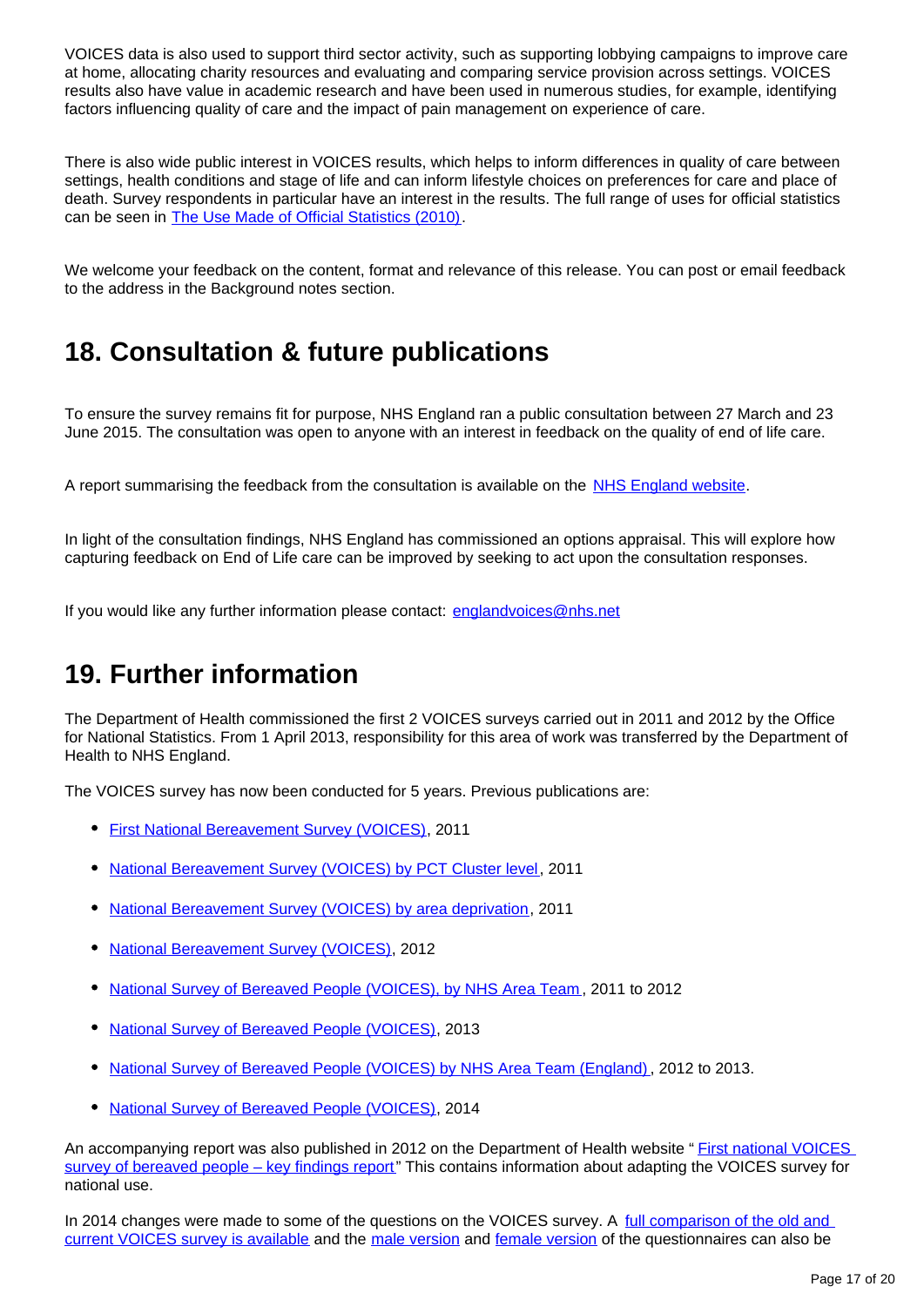VOICES data is also used to support third sector activity, such as supporting lobbying campaigns to improve care at home, allocating charity resources and evaluating and comparing service provision across settings. VOICES results also have value in academic research and have been used in numerous studies, for example, identifying factors influencing quality of care and the impact of pain management on experience of care.

There is also wide public interest in VOICES results, which helps to inform differences in quality of care between settings, health conditions and stage of life and can inform lifestyle choices on preferences for care and place of death. Survey respondents in particular have an interest in the results. The full range of uses for official statistics can be seen in [The Use Made of Official Statistics (2010)](#).

We welcome your feedback on the content, format and relevance of this release. You can post or email feedback to the address in the Background notes section.

## 18. Consultation & future publications

To ensure the survey remains fit for purpose, NHS England ran a public consultation between 27 March and 23 June 2015. The consultation was open to anyone with an interest in feedback on the quality of end of life care.

A report summarising the feedback from the consultation is available on the [NHS England website](#).

In light of the consultation findings, NHS England has commissioned an options appraisal. This will explore how capturing feedback on End of Life care can be improved by seeking to act upon the consultation responses.

If you would like any further information please contact: [englandvoices@nhs.net](mailto:englandvoices@nhs.net)

## 19. Further information

The Department of Health commissioned the first 2 VOICES surveys carried out in 2011 and 2012 by the Office for National Statistics. From 1 April 2013, responsibility for this area of work was transferred by the Department of Health to NHS England.

The VOICES survey has now been conducted for 5 years. Previous publications are:

- [First National Bereavement Survey (VOICES)](#), 2011
- [National Bereavement Survey (VOICES) by PCT Cluster level](#), 2011
- [National Bereavement Survey (VOICES) by area deprivation](#), 2011
- [National Bereavement Survey (VOICES)](#), 2012
- [National Survey of Bereaved People (VOICES), by NHS Area Team](#), 2011 to 2012
- [National Survey of Bereaved People (VOICES)](#), 2013
- [National Survey of Bereaved People (VOICES) by NHS Area Team (England)](#), 2012 to 2013.
- [National Survey of Bereaved People (VOICES)](#), 2014

An accompanying report was also published in 2012 on the Department of Health website "[First national VOICES survey of bereaved people – key findings report](#)" This contains information about adapting the VOICES survey for national use.

In 2014 changes were made to some of the questions on the VOICES survey. A [full comparison of the old and current VOICES survey is available](#) and the [male version](#) and [female version](#) of the questionnaires can also be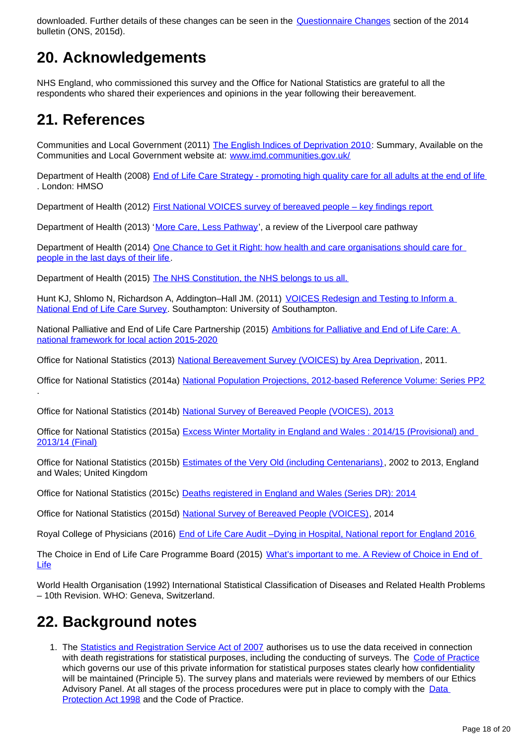downloaded. Further details of these changes can be seen in the Questionnaire Changes section of the 2014 bulletin (ONS, 2015d).

## 20. Acknowledgements

NHS England, who commissioned this survey and the Office for National Statistics are grateful to all the respondents who shared their experiences and opinions in the year following their bereavement.

## 21. References

Communities and Local Government (2011) The English Indices of Deprivation 2010: Summary, Available on the Communities and Local Government website at: www.imd.communities.gov.uk/

Department of Health (2008) End of Life Care Strategy - promoting high quality care for all adults at the end of life . London: HMSO

Department of Health (2012) First National VOICES survey of bereaved people – key findings report

Department of Health (2013) 'More Care, Less Pathway', a review of the Liverpool care pathway

Department of Health (2014) One Chance to Get it Right: how health and care organisations should care for people in the last days of their life.

Department of Health (2015) The NHS Constitution, the NHS belongs to us all.

Hunt KJ, Shlomo N, Richardson A, Addington–Hall JM. (2011) VOICES Redesign and Testing to Inform a National End of Life Care Survey. Southampton: University of Southampton.

National Palliative and End of Life Care Partnership (2015) Ambitions for Palliative and End of Life Care: A national framework for local action 2015-2020

Office for National Statistics (2013) National Bereavement Survey (VOICES) by Area Deprivation, 2011.

Office for National Statistics (2014a) National Population Projections, 2012-based Reference Volume: Series PP2 .

Office for National Statistics (2014b) National Survey of Bereaved People (VOICES), 2013

Office for National Statistics (2015a) Excess Winter Mortality in England and Wales : 2014/15 (Provisional) and 2013/14 (Final)

Office for National Statistics (2015b) Estimates of the Very Old (including Centenarians), 2002 to 2013, England and Wales; United Kingdom

Office for National Statistics (2015c) Deaths registered in England and Wales (Series DR): 2014

Office for National Statistics (2015d) National Survey of Bereaved People (VOICES), 2014

Royal College of Physicians (2016) End of Life Care Audit –Dying in Hospital, National report for England 2016

The Choice in End of Life Care Programme Board (2015) What's important to me. A Review of Choice in End of Life

World Health Organisation (1992) International Statistical Classification of Diseases and Related Health Problems – 10th Revision. WHO: Geneva, Switzerland.

## 22. Background notes

1. The Statistics and Registration Service Act of 2007 authorises us to use the data received in connection with death registrations for statistical purposes, including the conducting of surveys. The Code of Practice which governs our use of this private information for statistical purposes states clearly how confidentiality will be maintained (Principle 5). The survey plans and materials were reviewed by members of our Ethics Advisory Panel. At all stages of the process procedures were put in place to comply with the Data Protection Act 1998 and the Code of Practice.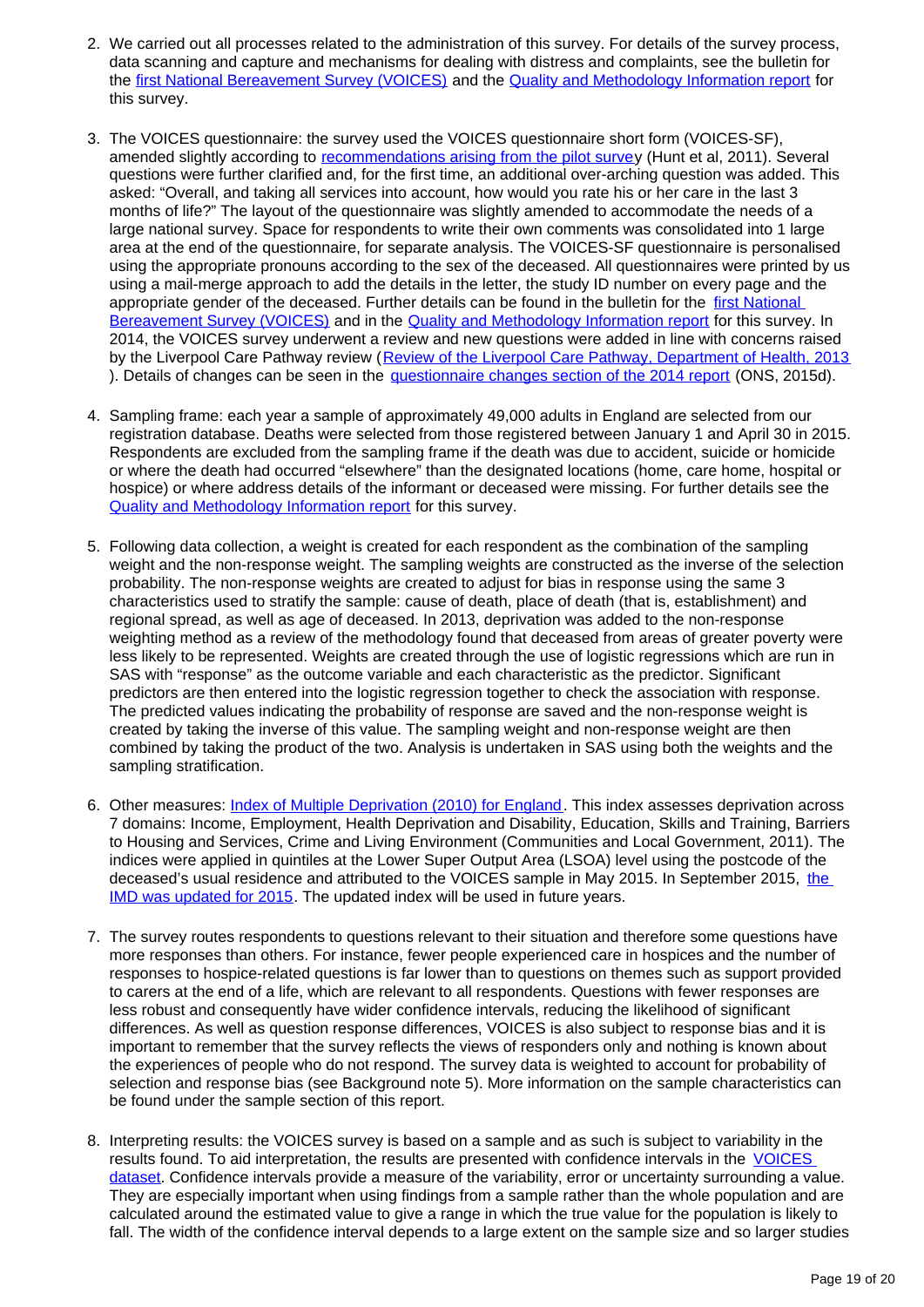2. We carried out all processes related to the administration of this survey. For details of the survey process, data scanning and capture and mechanisms for dealing with distress and complaints, see the bulletin for the first National Bereavement Survey (VOICES) and the Quality and Methodology Information report for this survey.

3. The VOICES questionnaire: the survey used the VOICES questionnaire short form (VOICES-SF), amended slightly according to recommendations arising from the pilot survey (Hunt et al, 2011). Several questions were further clarified and, for the first time, an additional over-arching question was added. This asked: "Overall, and taking all services into account, how would you rate his or her care in the last 3 months of life?" The layout of the questionnaire was slightly amended to accommodate the needs of a large national survey. Space for respondents to write their own comments was consolidated into 1 large area at the end of the questionnaire, for separate analysis. The VOICES-SF questionnaire is personalised using the appropriate pronouns according to the sex of the deceased. All questionnaires were printed by us using a mail-merge approach to add the details in the letter, the study ID number on every page and the appropriate gender of the deceased. Further details can be found in the bulletin for the first National Bereavement Survey (VOICES) and in the Quality and Methodology Information report for this survey. In 2014, the VOICES survey underwent a review and new questions were added in line with concerns raised by the Liverpool Care Pathway review (Review of the Liverpool Care Pathway, Department of Health, 2013). Details of changes can be seen in the questionnaire changes section of the 2014 report (ONS, 2015d).

4. Sampling frame: each year a sample of approximately 49,000 adults in England are selected from our registration database. Deaths were selected from those registered between January 1 and April 30 in 2015. Respondents are excluded from the sampling frame if the death was due to accident, suicide or homicide or where the death had occurred "elsewhere" than the designated locations (home, care home, hospital or hospice) or where address details of the informant or deceased were missing. For further details see the Quality and Methodology Information report for this survey.

5. Following data collection, a weight is created for each respondent as the combination of the sampling weight and the non-response weight. The sampling weights are constructed as the inverse of the selection probability. The non-response weights are created to adjust for bias in response using the same 3 characteristics used to stratify the sample: cause of death, place of death (that is, establishment) and regional spread, as well as age of deceased. In 2013, deprivation was added to the non-response weighting method as a review of the methodology found that deceased from areas of greater poverty were less likely to be represented. Weights are created through the use of logistic regressions which are run in SAS with "response" as the outcome variable and each characteristic as the predictor. Significant predictors are then entered into the logistic regression together to check the association with response. The predicted values indicating the probability of response are saved and the non-response weight is created by taking the inverse of this value. The sampling weight and non-response weight are then combined by taking the product of the two. Analysis is undertaken in SAS using both the weights and the sampling stratification.

6. Other measures: Index of Multiple Deprivation (2010) for England. This index assesses deprivation across 7 domains: Income, Employment, Health Deprivation and Disability, Education, Skills and Training, Barriers to Housing and Services, Crime and Living Environment (Communities and Local Government, 2011). The indices were applied in quintiles at the Lower Super Output Area (LSOA) level using the postcode of the deceased's usual residence and attributed to the VOICES sample in May 2015. In September 2015, the IMD was updated for 2015. The updated index will be used in future years.

7. The survey routes respondents to questions relevant to their situation and therefore some questions have more responses than others. For instance, fewer people experienced care in hospices and the number of responses to hospice-related questions is far lower than to questions on themes such as support provided to carers at the end of a life, which are relevant to all respondents. Questions with fewer responses are less robust and consequently have wider confidence intervals, reducing the likelihood of significant differences. As well as question response differences, VOICES is also subject to response bias and it is important to remember that the survey reflects the views of responders only and nothing is known about the experiences of people who do not respond. The survey data is weighted to account for probability of selection and response bias (see Background note 5). More information on the sample characteristics can be found under the sample section of this report.

8. Interpreting results: the VOICES survey is based on a sample and as such is subject to variability in the results found. To aid interpretation, the results are presented with confidence intervals in the VOICES dataset. Confidence intervals provide a measure of the variability, error or uncertainty surrounding a value. They are especially important when using findings from a sample rather than the whole population and are calculated around the estimated value to give a range in which the true value for the population is likely to fall. The width of the confidence interval depends to a large extent on the sample size and so larger studies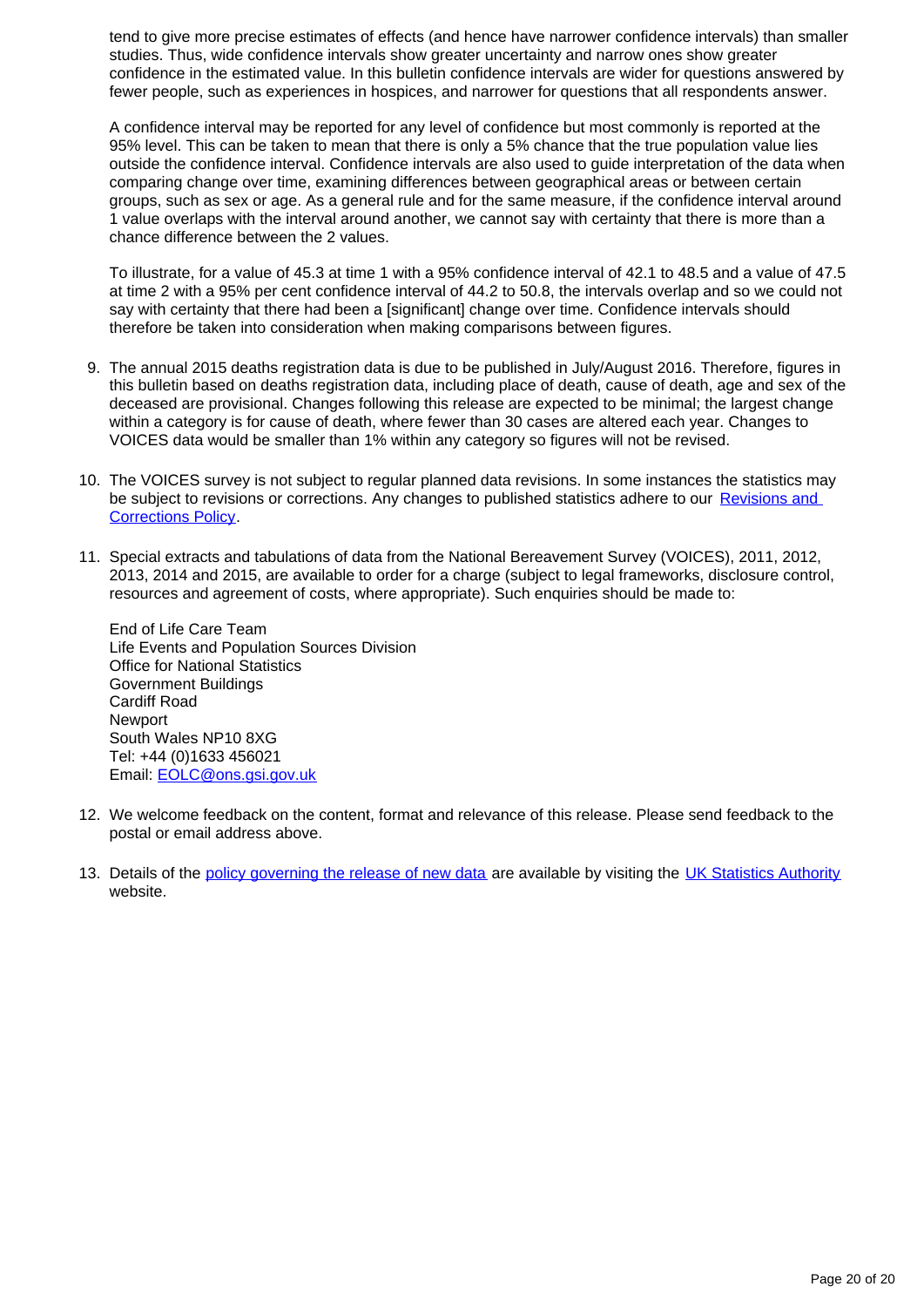tend to give more precise estimates of effects (and hence have narrower confidence intervals) than smaller studies. Thus, wide confidence intervals show greater uncertainty and narrow ones show greater confidence in the estimated value. In this bulletin confidence intervals are wider for questions answered by fewer people, such as experiences in hospices, and narrower for questions that all respondents answer.

A confidence interval may be reported for any level of confidence but most commonly is reported at the 95% level. This can be taken to mean that there is only a 5% chance that the true population value lies outside the confidence interval. Confidence intervals are also used to guide interpretation of the data when comparing change over time, examining differences between geographical areas or between certain groups, such as sex or age. As a general rule and for the same measure, if the confidence interval around 1 value overlaps with the interval around another, we cannot say with certainty that there is more than a chance difference between the 2 values.

To illustrate, for a value of 45.3 at time 1 with a 95% confidence interval of 42.1 to 48.5 and a value of 47.5 at time 2 with a 95% per cent confidence interval of 44.2 to 50.8, the intervals overlap and so we could not say with certainty that there had been a [significant] change over time. Confidence intervals should therefore be taken into consideration when making comparisons between figures.

9. The annual 2015 deaths registration data is due to be published in July/August 2016. Therefore, figures in this bulletin based on deaths registration data, including place of death, cause of death, age and sex of the deceased are provisional. Changes following this release are expected to be minimal; the largest change within a category is for cause of death, where fewer than 30 cases are altered each year. Changes to VOICES data would be smaller than 1% within any category so figures will not be revised.

10. The VOICES survey is not subject to regular planned data revisions. In some instances the statistics may be subject to revisions or corrections. Any changes to published statistics adhere to our Revisions and Corrections Policy.

11. Special extracts and tabulations of data from the National Bereavement Survey (VOICES), 2011, 2012, 2013, 2014 and 2015, are available to order for a charge (subject to legal frameworks, disclosure control, resources and agreement of costs, where appropriate). Such enquiries should be made to:

    End of Life Care Team
    Life Events and Population Sources Division
    Office for National Statistics
    Government Buildings
    Cardiff Road
    Newport
    South Wales NP10 8XG
    Tel: +44 (0)1633 456021
    Email: EOLC@ons.gsi.gov.uk

12. We welcome feedback on the content, format and relevance of this release. Please send feedback to the postal or email address above.

13. Details of the policy governing the release of new data are available by visiting the UK Statistics Authority website.